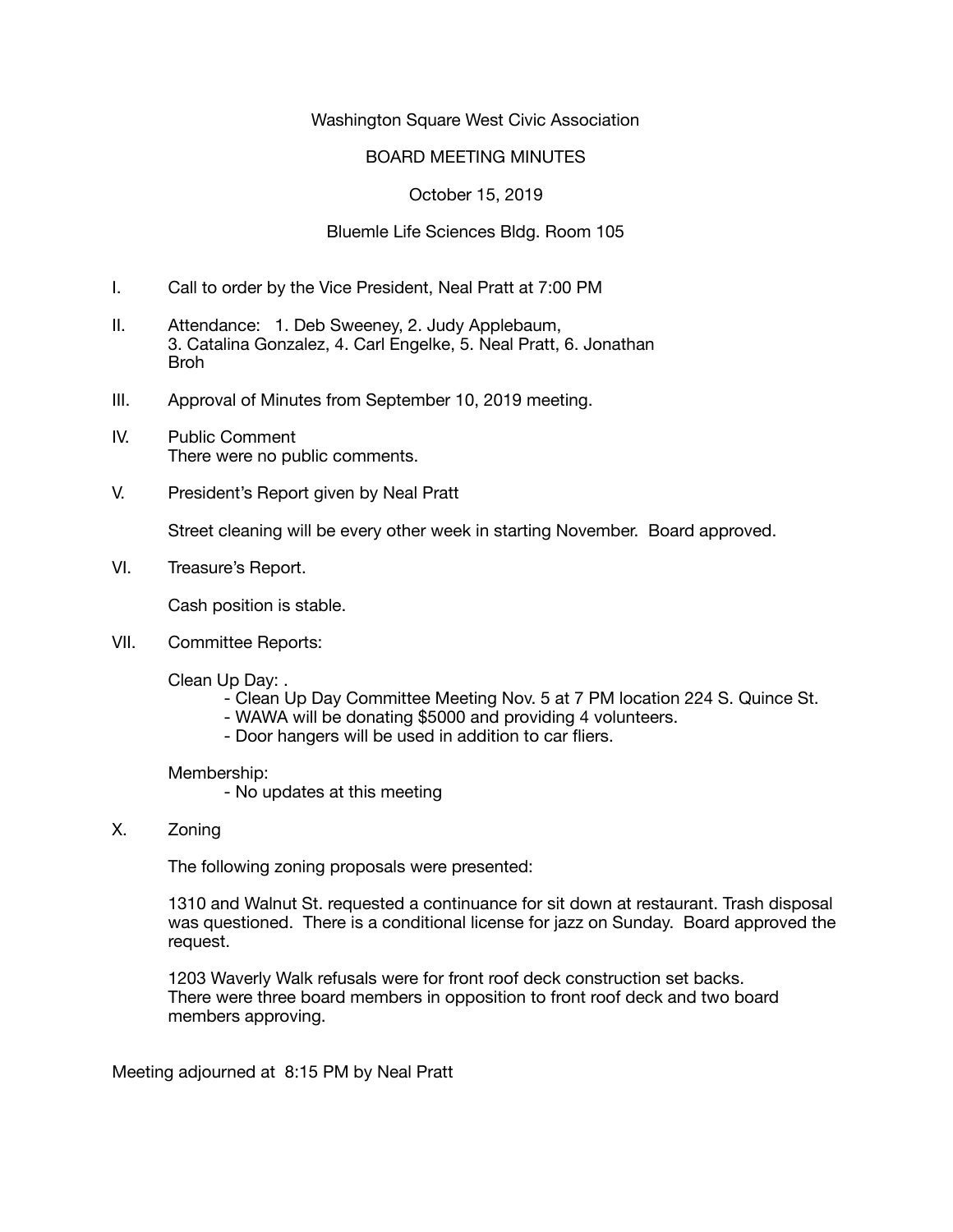Washington Square West Civic Association

BOARD MEETING MINUTES

October 15, 2019

Bluemle Life Sciences Bldg. Room 105

I. Call to order by the Vice President, Neal Pratt at 7:00 PM

II. Attendance: 1. Deb Sweeney, 2. Judy Applebaum, 3. Catalina Gonzalez, 4. Carl Engelke, 5. Neal Pratt, 6. Jonathan Broh

III. Approval of Minutes from September 10, 2019 meeting.

IV. Public Comment
There were no public comments.

V. President's Report given by Neal Pratt

Street cleaning will be every other week in starting November. Board approved.

VI. Treasure's Report.

Cash position is stable.

VII. Committee Reports:

Clean Up Day: .
- Clean Up Day Committee Meeting Nov. 5 at 7 PM location 224 S. Quince St.
- WAWA will be donating $5000 and providing 4 volunteers.
- Door hangers will be used in addition to car fliers.

Membership:
- No updates at this meeting

X. Zoning

The following zoning proposals were presented:

1310 and Walnut St. requested a continuance for sit down at restaurant. Trash disposal was questioned. There is a conditional license for jazz on Sunday. Board approved the request.

1203 Waverly Walk refusals were for front roof deck construction set backs. There were three board members in opposition to front roof deck and two board members approving.

Meeting adjourned at 8:15 PM by Neal Pratt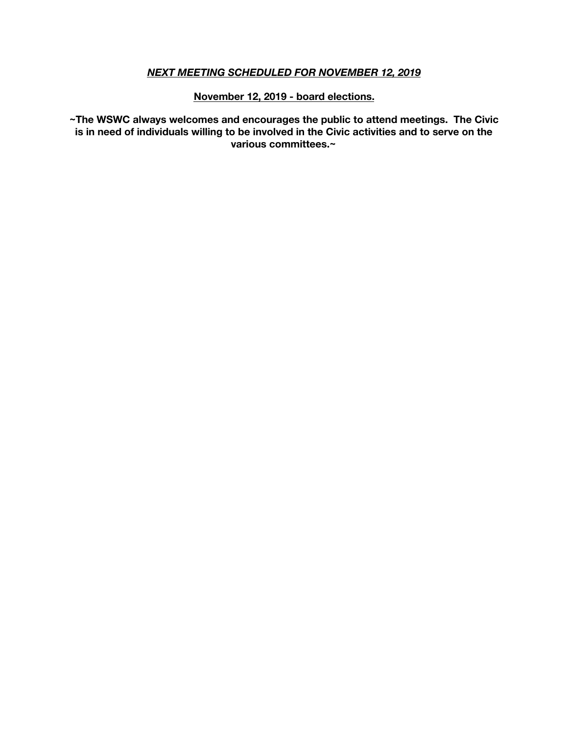***<u>NEXT MEETING SCHEDULED FOR NOVEMBER 12, 2019</u>***

**<u>November 12, 2019 - board elections.</u>**

**~The WSWC always welcomes and encourages the public to attend meetings. The Civic is in need of individuals willing to be involved in the Civic activities and to serve on the various committees.~**